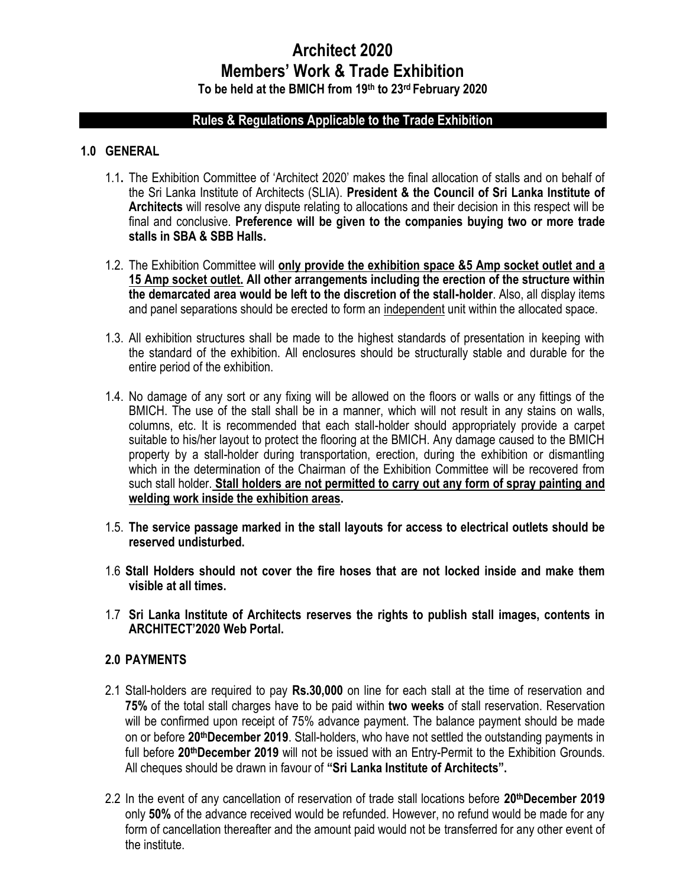# Architect 2020
# Members' Work & Trade Exhibition

**To be held at the BMICH from 19th to 23rd February 2020**

## Rules & Regulations Applicable to the Trade Exhibition

### 1.0 GENERAL

1.1**.** The Exhibition Committee of 'Architect 2020' makes the final allocation of stalls and on behalf of the Sri Lanka Institute of Architects (SLIA). **President & the Council of Sri Lanka Institute of Architects** will resolve any dispute relating to allocations and their decision in this respect will be final and conclusive. **Preference will be given to the companies buying two or more trade stalls in SBA & SBB Halls.**

1.2. The Exhibition Committee will **only provide the exhibition space &5 Amp socket outlet and a 15 Amp socket outlet. All other arrangements including the erection of the structure within the demarcated area would be left to the discretion of the stall-holder**. Also, all display items and panel separations should be erected to form an independent unit within the allocated space.

1.3. All exhibition structures shall be made to the highest standards of presentation in keeping with the standard of the exhibition. All enclosures should be structurally stable and durable for the entire period of the exhibition.

1.4. No damage of any sort or any fixing will be allowed on the floors or walls or any fittings of the BMICH. The use of the stall shall be in a manner, which will not result in any stains on walls, columns, etc. It is recommended that each stall-holder should appropriately provide a carpet suitable to his/her layout to protect the flooring at the BMICH. Any damage caused to the BMICH property by a stall-holder during transportation, erection, during the exhibition or dismantling which in the determination of the Chairman of the Exhibition Committee will be recovered from such stall holder. **Stall holders are not permitted to carry out any form of spray painting and welding work inside the exhibition areas.**

1.5. **The service passage marked in the stall layouts for access to electrical outlets should be reserved undisturbed.**

1.6 **Stall Holders should not cover the fire hoses that are not locked inside and make them visible at all times.**

1.7 **Sri Lanka Institute of Architects reserves the rights to publish stall images, contents in ARCHITECT'2020 Web Portal.**

### 2.0 PAYMENTS

2.1 Stall-holders are required to pay **Rs.30,000** on line for each stall at the time of reservation and **75%** of the total stall charges have to be paid within **two weeks** of stall reservation. Reservation will be confirmed upon receipt of 75% advance payment. The balance payment should be made on or before **20thDecember 2019**. Stall-holders, who have not settled the outstanding payments in full before **20thDecember 2019** will not be issued with an Entry-Permit to the Exhibition Grounds. All cheques should be drawn in favour of **"Sri Lanka Institute of Architects".**

2.2 In the event of any cancellation of reservation of trade stall locations before **20thDecember 2019** only **50%** of the advance received would be refunded. However, no refund would be made for any form of cancellation thereafter and the amount paid would not be transferred for any other event of the institute.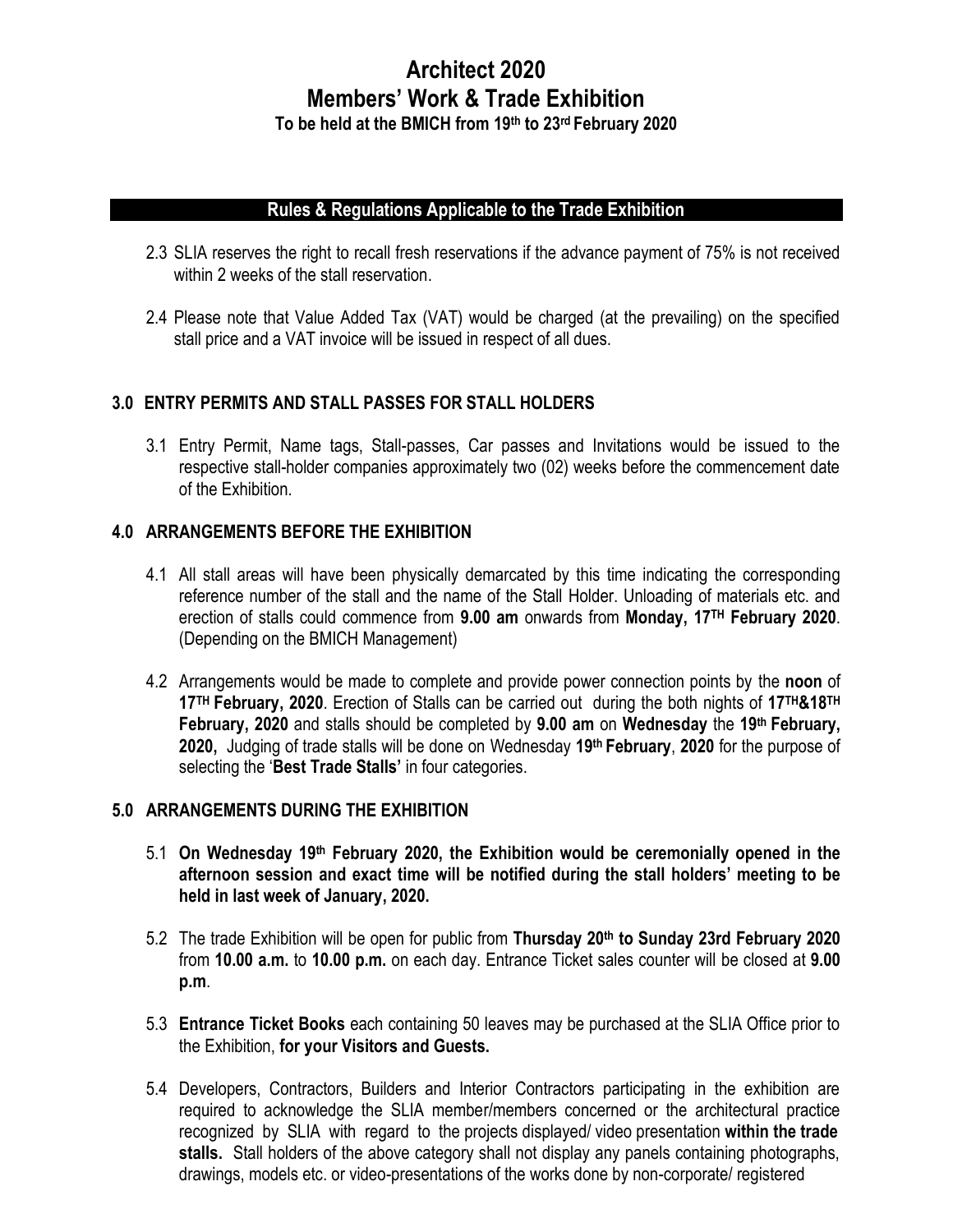# Architect 2020
# Members' Work & Trade Exhibition
**To be held at the BMICH from 19th to 23rd February 2020**

## Rules & Regulations Applicable to the Trade Exhibition

2.3 SLIA reserves the right to recall fresh reservations if the advance payment of 75% is not received within 2 weeks of the stall reservation.

2.4 Please note that Value Added Tax (VAT) would be charged (at the prevailing) on the specified stall price and a VAT invoice will be issued in respect of all dues.

### 3.0 ENTRY PERMITS AND STALL PASSES FOR STALL HOLDERS

3.1 Entry Permit, Name tags, Stall-passes, Car passes and Invitations would be issued to the respective stall-holder companies approximately two (02) weeks before the commencement date of the Exhibition.

### 4.0 ARRANGEMENTS BEFORE THE EXHIBITION

4.1 All stall areas will have been physically demarcated by this time indicating the corresponding reference number of the stall and the name of the Stall Holder. Unloading of materials etc. and erection of stalls could commence from **9.00 am** onwards from **Monday, 17TH February 2020**. (Depending on the BMICH Management)

4.2 Arrangements would be made to complete and provide power connection points by the **noon** of **17TH February, 2020**. Erection of Stalls can be carried out during the both nights of **17TH&18TH February, 2020** and stalls should be completed by **9.00 am** on **Wednesday** the **19th February, 2020,** Judging of trade stalls will be done on Wednesday **19th February**, **2020** for the purpose of selecting the '**Best Trade Stalls'** in four categories.

### 5.0 ARRANGEMENTS DURING THE EXHIBITION

5.1 **On Wednesday 19th February 2020, the Exhibition would be ceremonially opened in the afternoon session and exact time will be notified during the stall holders' meeting to be held in last week of January, 2020.**

5.2 The trade Exhibition will be open for public from **Thursday 20th to Sunday 23rd February 2020** from **10.00 a.m.** to **10.00 p.m.** on each day. Entrance Ticket sales counter will be closed at **9.00 p.m**.

5.3 **Entrance Ticket Books** each containing 50 leaves may be purchased at the SLIA Office prior to the Exhibition, **for your Visitors and Guests.**

5.4 Developers, Contractors, Builders and Interior Contractors participating in the exhibition are required to acknowledge the SLIA member/members concerned or the architectural practice recognized by SLIA with regard to the projects displayed/ video presentation **within the trade stalls.** Stall holders of the above category shall not display any panels containing photographs, drawings, models etc. or video-presentations of the works done by non-corporate/ registered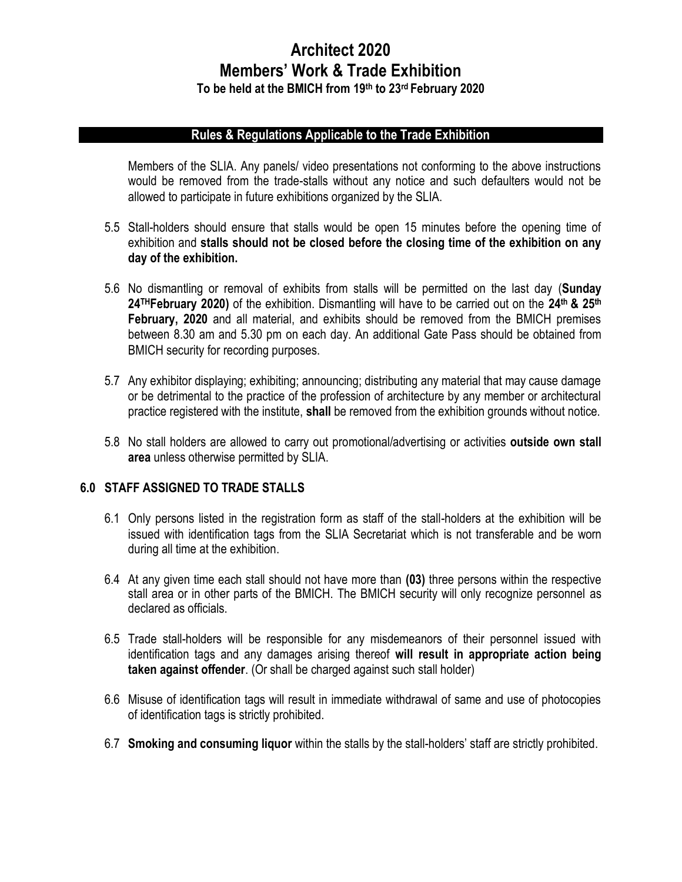# Architect 2020
# Members' Work & Trade Exhibition
**To be held at the BMICH from 19th to 23rd February 2020**

## Rules & Regulations Applicable to the Trade Exhibition

Members of the SLIA. Any panels/ video presentations not conforming to the above instructions would be removed from the trade-stalls without any notice and such defaulters would not be allowed to participate in future exhibitions organized by the SLIA.

5.5 Stall-holders should ensure that stalls would be open 15 minutes before the opening time of exhibition and **stalls should not be closed before the closing time of the exhibition on any day of the exhibition.**

5.6 No dismantling or removal of exhibits from stalls will be permitted on the last day (**Sunday 24THFebruary 2020)** of the exhibition. Dismantling will have to be carried out on the **24th & 25th February, 2020** and all material, and exhibits should be removed from the BMICH premises between 8.30 am and 5.30 pm on each day. An additional Gate Pass should be obtained from BMICH security for recording purposes.

5.7 Any exhibitor displaying; exhibiting; announcing; distributing any material that may cause damage or be detrimental to the practice of the profession of architecture by any member or architectural practice registered with the institute, **shall** be removed from the exhibition grounds without notice.

5.8 No stall holders are allowed to carry out promotional/advertising or activities **outside own stall area** unless otherwise permitted by SLIA.

### 6.0 STAFF ASSIGNED TO TRADE STALLS

6.1 Only persons listed in the registration form as staff of the stall-holders at the exhibition will be issued with identification tags from the SLIA Secretariat which is not transferable and be worn during all time at the exhibition.

6.4 At any given time each stall should not have more than **(03)** three persons within the respective stall area or in other parts of the BMICH. The BMICH security will only recognize personnel as declared as officials.

6.5 Trade stall-holders will be responsible for any misdemeanors of their personnel issued with identification tags and any damages arising thereof **will result in appropriate action being taken against offender**. (Or shall be charged against such stall holder)

6.6 Misuse of identification tags will result in immediate withdrawal of same and use of photocopies of identification tags is strictly prohibited.

6.7 **Smoking and consuming liquor** within the stalls by the stall-holders' staff are strictly prohibited.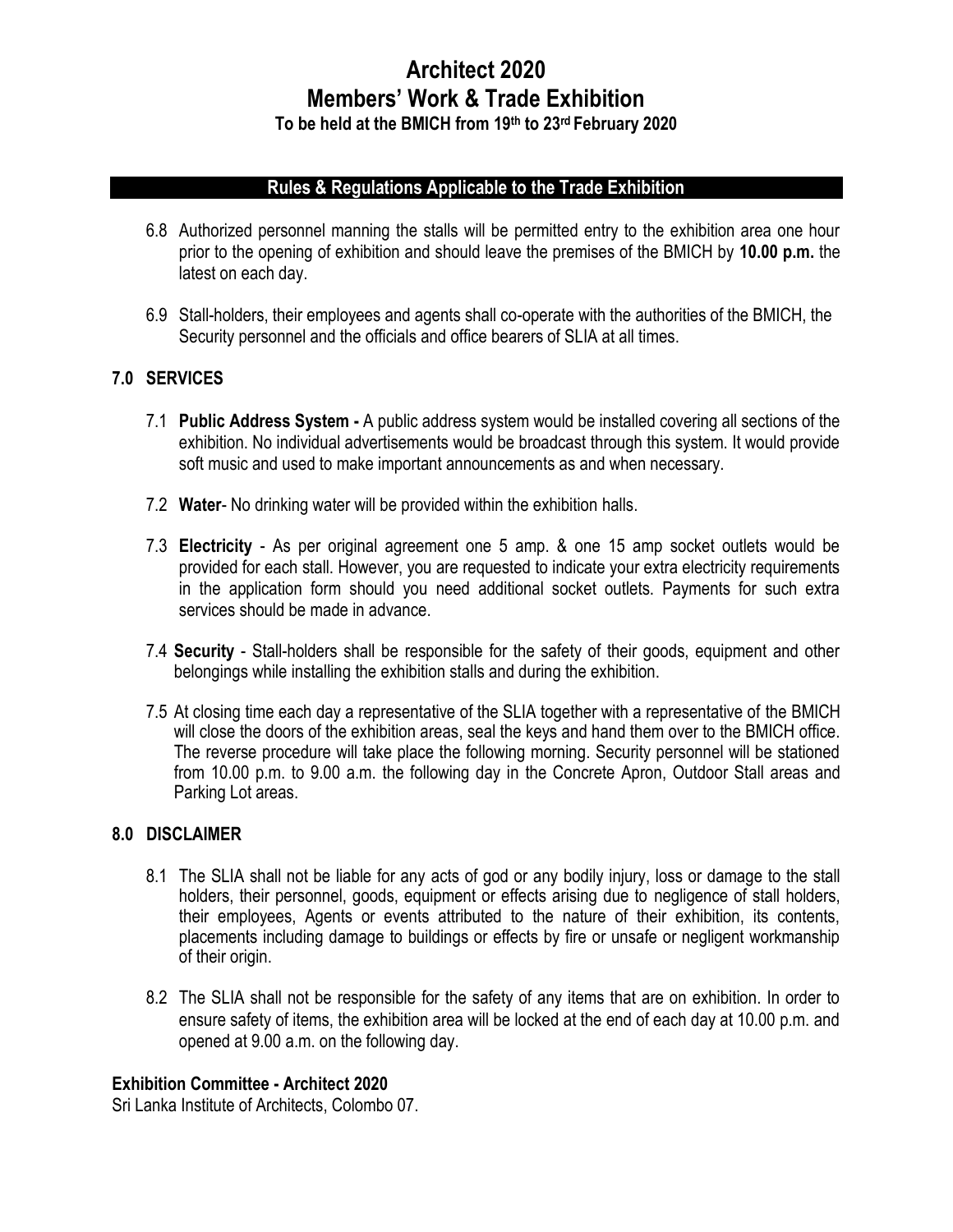# Architect 2020
# Members' Work & Trade Exhibition

**To be held at the BMICH from 19th to 23rd February 2020**

## Rules & Regulations Applicable to the Trade Exhibition

6.8 Authorized personnel manning the stalls will be permitted entry to the exhibition area one hour prior to the opening of exhibition and should leave the premises of the BMICH by **10.00 p.m.** the latest on each day.

6.9 Stall-holders, their employees and agents shall co-operate with the authorities of the BMICH, the Security personnel and the officials and office bearers of SLIA at all times.

### 7.0 SERVICES

7.1 **Public Address System -** A public address system would be installed covering all sections of the exhibition. No individual advertisements would be broadcast through this system. It would provide soft music and used to make important announcements as and when necessary.

7.2 **Water**- No drinking water will be provided within the exhibition halls.

7.3 **Electricity** - As per original agreement one 5 amp. & one 15 amp socket outlets would be provided for each stall. However, you are requested to indicate your extra electricity requirements in the application form should you need additional socket outlets. Payments for such extra services should be made in advance.

7.4 **Security** - Stall-holders shall be responsible for the safety of their goods, equipment and other belongings while installing the exhibition stalls and during the exhibition.

7.5 At closing time each day a representative of the SLIA together with a representative of the BMICH will close the doors of the exhibition areas, seal the keys and hand them over to the BMICH office. The reverse procedure will take place the following morning. Security personnel will be stationed from 10.00 p.m. to 9.00 a.m. the following day in the Concrete Apron, Outdoor Stall areas and Parking Lot areas.

### 8.0 DISCLAIMER

8.1 The SLIA shall not be liable for any acts of god or any bodily injury, loss or damage to the stall holders, their personnel, goods, equipment or effects arising due to negligence of stall holders, their employees, Agents or events attributed to the nature of their exhibition, its contents, placements including damage to buildings or effects by fire or unsafe or negligent workmanship of their origin.

8.2 The SLIA shall not be responsible for the safety of any items that are on exhibition. In order to ensure safety of items, the exhibition area will be locked at the end of each day at 10.00 p.m. and opened at 9.00 a.m. on the following day.

**Exhibition Committee - Architect 2020**
Sri Lanka Institute of Architects, Colombo 07.